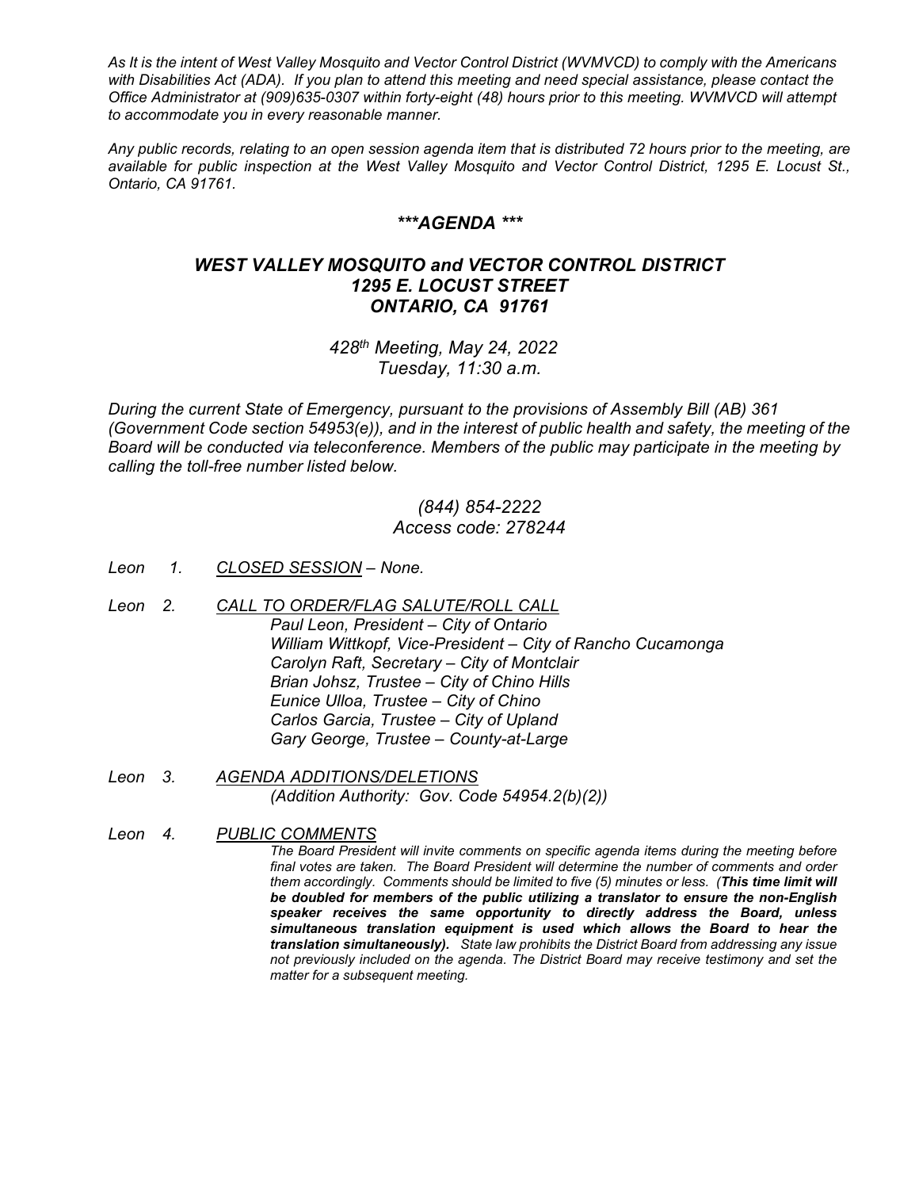*As It is the intent of West Valley Mosquito and Vector Control District (WVMVCD) to comply with the Americans with Disabilities Act (ADA). If you plan to attend this meeting and need special assistance, please contact the Office Administrator at (909)635-0307 within forty-eight (48) hours prior to this meeting. WVMVCD will attempt to accommodate you in every reasonable manner.*

*Any public records, relating to an open session agenda item that is distributed 72 hours prior to the meeting, are available for public inspection at the West Valley Mosquito and Vector Control District, 1295 E. Locust St., Ontario, CA 91761.*

## ***AGENDA ***

## WEST VALLEY MOSQUITO and VECTOR CONTROL DISTRICT
## 1295 E. LOCUST STREET
## ONTARIO, CA 91761

*428th Meeting, May 24, 2022*
*Tuesday, 11:30 a.m.*

*During the current State of Emergency, pursuant to the provisions of Assembly Bill (AB) 361 (Government Code section 54953(e)), and in the interest of public health and safety, the meeting of the Board will be conducted via teleconference. Members of the public may participate in the meeting by calling the toll-free number listed below.*

*(844) 854-2222*
*Access code: 278244*

*Leon* 1. *CLOSED SESSION – None.*

*Leon* 2. *CALL TO ORDER/FLAG SALUTE/ROLL CALL*
- *Paul Leon, President – City of Ontario*
- *William Wittkopf, Vice-President – City of Rancho Cucamonga*
- *Carolyn Raft, Secretary – City of Montclair*
- *Brian Johsz, Trustee – City of Chino Hills*
- *Eunice Ulloa, Trustee – City of Chino*
- *Carlos Garcia, Trustee – City of Upland*
- *Gary George, Trustee – County-at-Large*

*Leon* 3. *AGENDA ADDITIONS/DELETIONS*
*(Addition Authority: Gov. Code 54954.2(b)(2))*

*Leon* 4. *PUBLIC COMMENTS*
*The Board President will invite comments on specific agenda items during the meeting before final votes are taken. The Board President will determine the number of comments and order them accordingly. Comments should be limited to five (5) minutes or less. (**This time limit will be doubled for members of the public utilizing a translator to ensure the non-English speaker receives the same opportunity to directly address the Board, unless simultaneous translation equipment is used which allows the Board to hear the translation simultaneously).** State law prohibits the District Board from addressing any issue not previously included on the agenda. The District Board may receive testimony and set the matter for a subsequent meeting.*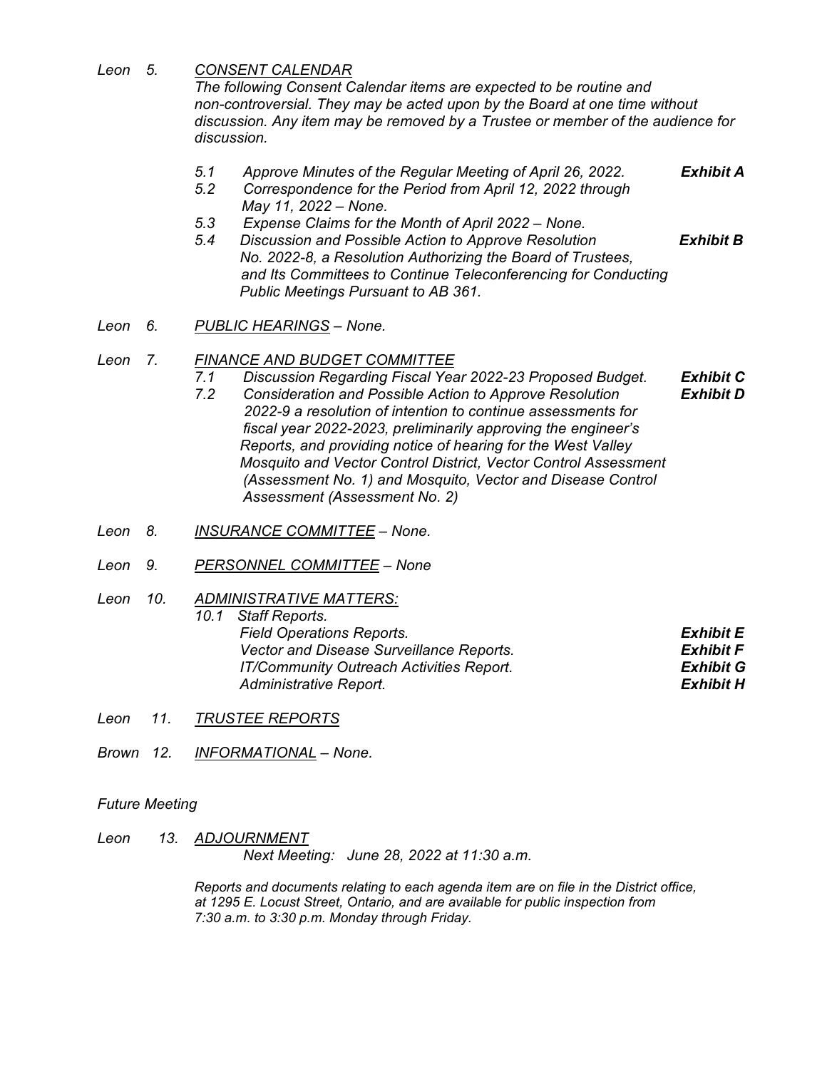*Leon 5. CONSENT CALENDAR*

*The following Consent Calendar items are expected to be routine and non-controversial. They may be acted upon by the Board at one time without discussion. Any item may be removed by a Trustee or member of the audience for discussion.*

- *5.1 Approve Minutes of the Regular Meeting of April 26, 2022.* ***Exhibit A***
- *5.2 Correspondence for the Period from April 12, 2022 through May 11, 2022 – None.*
- *5.3 Expense Claims for the Month of April 2022 – None.*
- *5.4 Discussion and Possible Action to Approve Resolution No. 2022-8, a Resolution Authorizing the Board of Trustees, and Its Committees to Continue Teleconferencing for Conducting Public Meetings Pursuant to AB 361.* ***Exhibit B***

*Leon 6. PUBLIC HEARINGS – None.*

*Leon 7. FINANCE AND BUDGET COMMITTEE*

- *7.1 Discussion Regarding Fiscal Year 2022-23 Proposed Budget.* ***Exhibit C***
- *7.2 Consideration and Possible Action to Approve Resolution 2022-9 a resolution of intention to continue assessments for fiscal year 2022-2023, preliminarily approving the engineer's Reports, and providing notice of hearing for the West Valley Mosquito and Vector Control District, Vector Control Assessment (Assessment No. 1) and Mosquito, Vector and Disease Control Assessment (Assessment No. 2)* ***Exhibit D***

*Leon 8. INSURANCE COMMITTEE – None.*

*Leon 9. PERSONNEL COMMITTEE – None*

*Leon 10. ADMINISTRATIVE MATTERS:*

*10.1 Staff Reports.*

- *Field Operations Reports.* ***Exhibit E***
- *Vector and Disease Surveillance Reports.* ***Exhibit F***
- *IT/Community Outreach Activities Report.* ***Exhibit G***
- *Administrative Report.* ***Exhibit H***

*Leon 11. TRUSTEE REPORTS*

*Brown 12. INFORMATIONAL – None.*

*Future Meeting*

*Leon 13. ADJOURNMENT*

*Next Meeting: June 28, 2022 at 11:30 a.m.*

*Reports and documents relating to each agenda item are on file in the District office, at 1295 E. Locust Street, Ontario, and are available for public inspection from 7:30 a.m. to 3:30 p.m. Monday through Friday.*